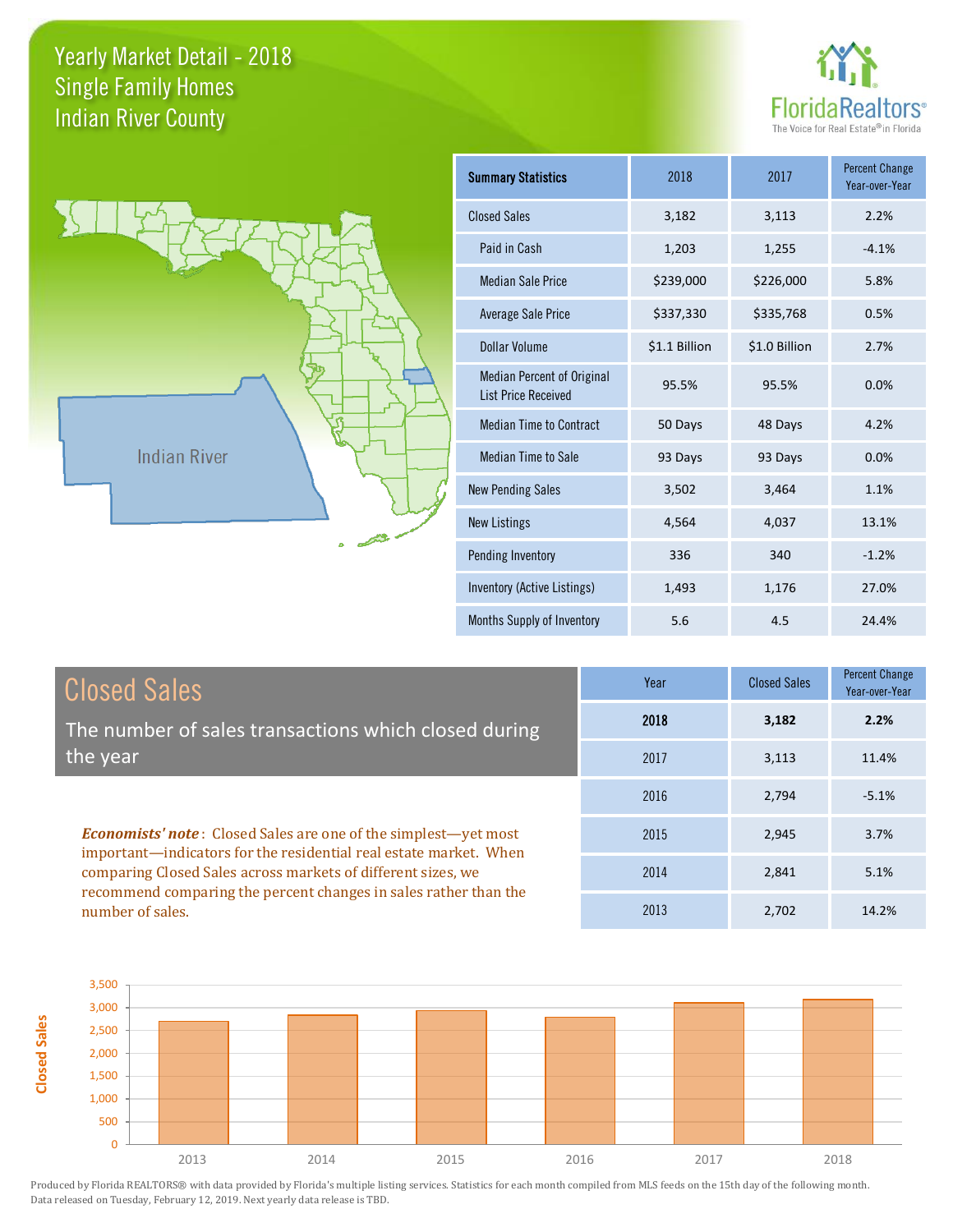# Yearly Market Detail - 2018
## Single Family Homes
## Indian River County

FloridaRealtors®
The Voice for Real Estate® in Florida

Indian River

| Summary Statistics | 2018 | 2017 | Percent Change Year-over-Year |
|---|---|---|---|
| Closed Sales | 3,182 | 3,113 | 2.2% |
| Paid in Cash | 1,203 | 1,255 | -4.1% |
| Median Sale Price | $239,000 | $226,000 | 5.8% |
| Average Sale Price | $337,330 | $335,768 | 0.5% |
| Dollar Volume | $1.1 Billion | $1.0 Billion | 2.7% |
| Median Percent of Original List Price Received | 95.5% | 95.5% | 0.0% |
| Median Time to Contract | 50 Days | 48 Days | 4.2% |
| Median Time to Sale | 93 Days | 93 Days | 0.0% |
| New Pending Sales | 3,502 | 3,464 | 1.1% |
| New Listings | 4,564 | 4,037 | 13.1% |
| Pending Inventory | 336 | 340 | -1.2% |
| Inventory (Active Listings) | 1,493 | 1,176 | 27.0% |
| Months Supply of Inventory | 5.6 | 4.5 | 24.4% |

## Closed Sales

The number of sales transactions which closed during the year

***Economists' note***: Closed Sales are one of the simplest—yet most important—indicators for the residential real estate market. When comparing Closed Sales across markets of different sizes, we recommend comparing the percent changes in sales rather than the number of sales.

| Year | Closed Sales | Percent Change Year-over-Year |
|---|---|---|
| **2018** | **3,182** | **2.2%** |
| 2017 | 3,113 | 11.4% |
| 2016 | 2,794 | -5.1% |
| 2015 | 2,945 | 3.7% |
| 2014 | 2,841 | 5.1% |
| 2013 | 2,702 | 14.2% |

Produced by Florida REALTORS® with data provided by Florida's multiple listing services. Statistics for each month compiled from MLS feeds on the 15th day of the following month. Data released on Tuesday, February 12, 2019. Next yearly data release is TBD.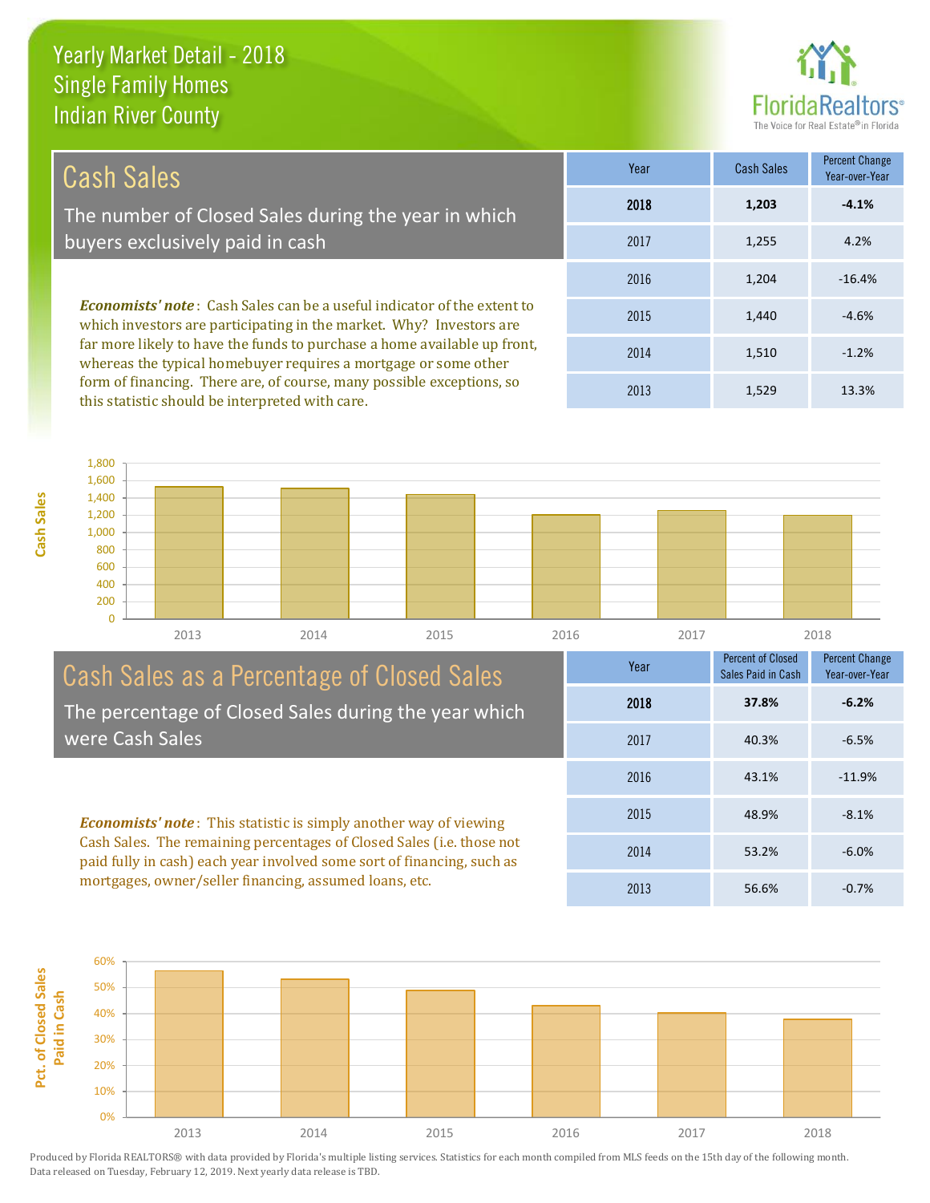# Yearly Market Detail - 2018
## Single Family Homes
## Indian River County

## Cash Sales

The number of Closed Sales during the year in which buyers exclusively paid in cash

***Economists' note***: Cash Sales can be a useful indicator of the extent to which investors are participating in the market. Why? Investors are far more likely to have the funds to purchase a home available up front, whereas the typical homebuyer requires a mortgage or some other form of financing. There are, of course, many possible exceptions, so this statistic should be interpreted with care.

| Year | Cash Sales | Percent Change Year-over-Year |
|---|---|---|
| **2018** | **1,203** | **-4.1%** |
| 2017 | 1,255 | 4.2% |
| 2016 | 1,204 | -16.4% |
| 2015 | 1,440 | -4.6% |
| 2014 | 1,510 | -1.2% |
| 2013 | 1,529 | 13.3% |

## Cash Sales as a Percentage of Closed Sales

The percentage of Closed Sales during the year which were Cash Sales

***Economists' note***: This statistic is simply another way of viewing Cash Sales. The remaining percentages of Closed Sales (i.e. those not paid fully in cash) each year involved some sort of financing, such as mortgages, owner/seller financing, assumed loans, etc.

| Year | Percent of Closed Sales Paid in Cash | Percent Change Year-over-Year |
|---|---|---|
| **2018** | **37.8%** | **-6.2%** |
| 2017 | 40.3% | -6.5% |
| 2016 | 43.1% | -11.9% |
| 2015 | 48.9% | -8.1% |
| 2014 | 53.2% | -6.0% |
| 2013 | 56.6% | -0.7% |

Produced by Florida REALTORS® with data provided by Florida's multiple listing services. Statistics for each month compiled from MLS feeds on the 15th day of the following month. Data released on Tuesday, February 12, 2019. Next yearly data release is TBD.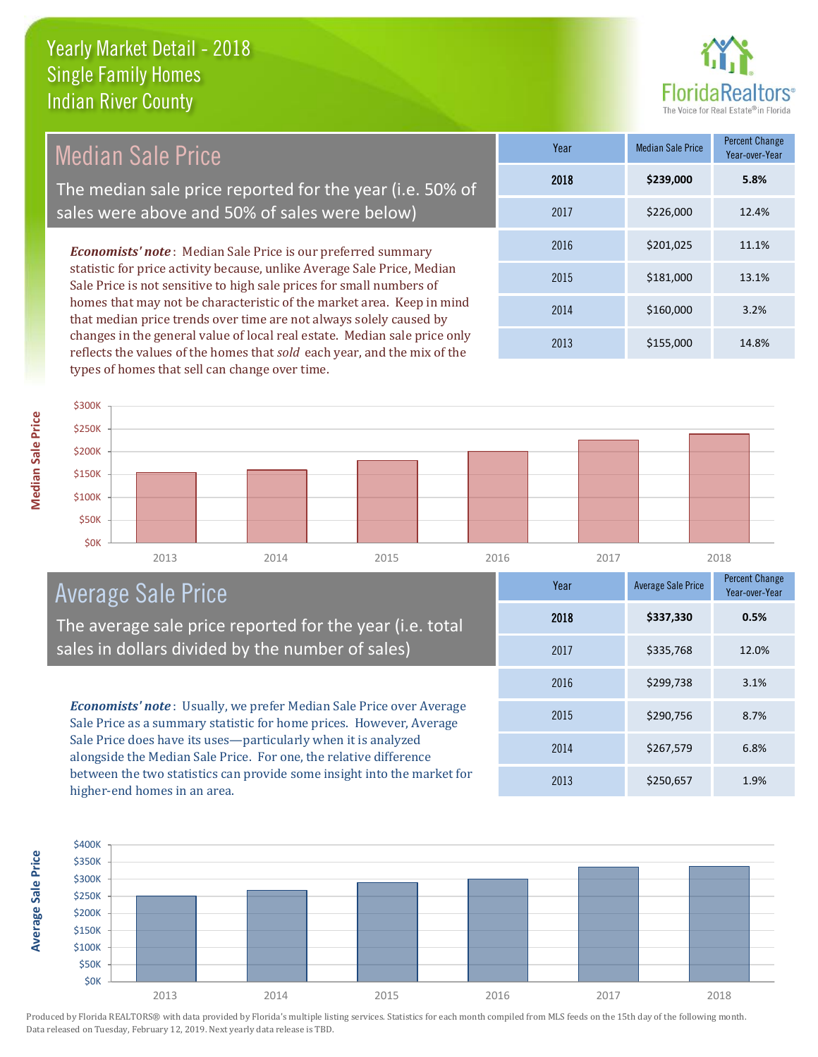# Yearly Market Detail - 2018
## Single Family Homes
## Indian River County

## Median Sale Price

The median sale price reported for the year (i.e. 50% of sales were above and 50% of sales were below)

***Economists' note***: Median Sale Price is our preferred summary statistic for price activity because, unlike Average Sale Price, Median Sale Price is not sensitive to high sale prices for small numbers of homes that may not be characteristic of the market area. Keep in mind that median price trends over time are not always solely caused by changes in the general value of local real estate. Median sale price only reflects the values of the homes that *sold* each year, and the mix of the types of homes that sell can change over time.

| Year | Median Sale Price | Percent Change Year-over-Year |
|---|---|---|
| **2018** | **$239,000** | **5.8%** |
| 2017 | $226,000 | 12.4% |
| 2016 | $201,025 | 11.1% |
| 2015 | $181,000 | 13.1% |
| 2014 | $160,000 | 3.2% |
| 2013 | $155,000 | 14.8% |

## Average Sale Price

The average sale price reported for the year (i.e. total sales in dollars divided by the number of sales)

***Economists' note***: Usually, we prefer Median Sale Price over Average Sale Price as a summary statistic for home prices. However, Average Sale Price does have its uses—particularly when it is analyzed alongside the Median Sale Price. For one, the relative difference between the two statistics can provide some insight into the market for higher-end homes in an area.

| Year | Average Sale Price | Percent Change Year-over-Year |
|---|---|---|
| **2018** | **$337,330** | **0.5%** |
| 2017 | $335,768 | 12.0% |
| 2016 | $299,738 | 3.1% |
| 2015 | $290,756 | 8.7% |
| 2014 | $267,579 | 6.8% |
| 2013 | $250,657 | 1.9% |

Produced by Florida REALTORS® with data provided by Florida's multiple listing services. Statistics for each month compiled from MLS feeds on the 15th day of the following month. Data released on Tuesday, February 12, 2019. Next yearly data release is TBD.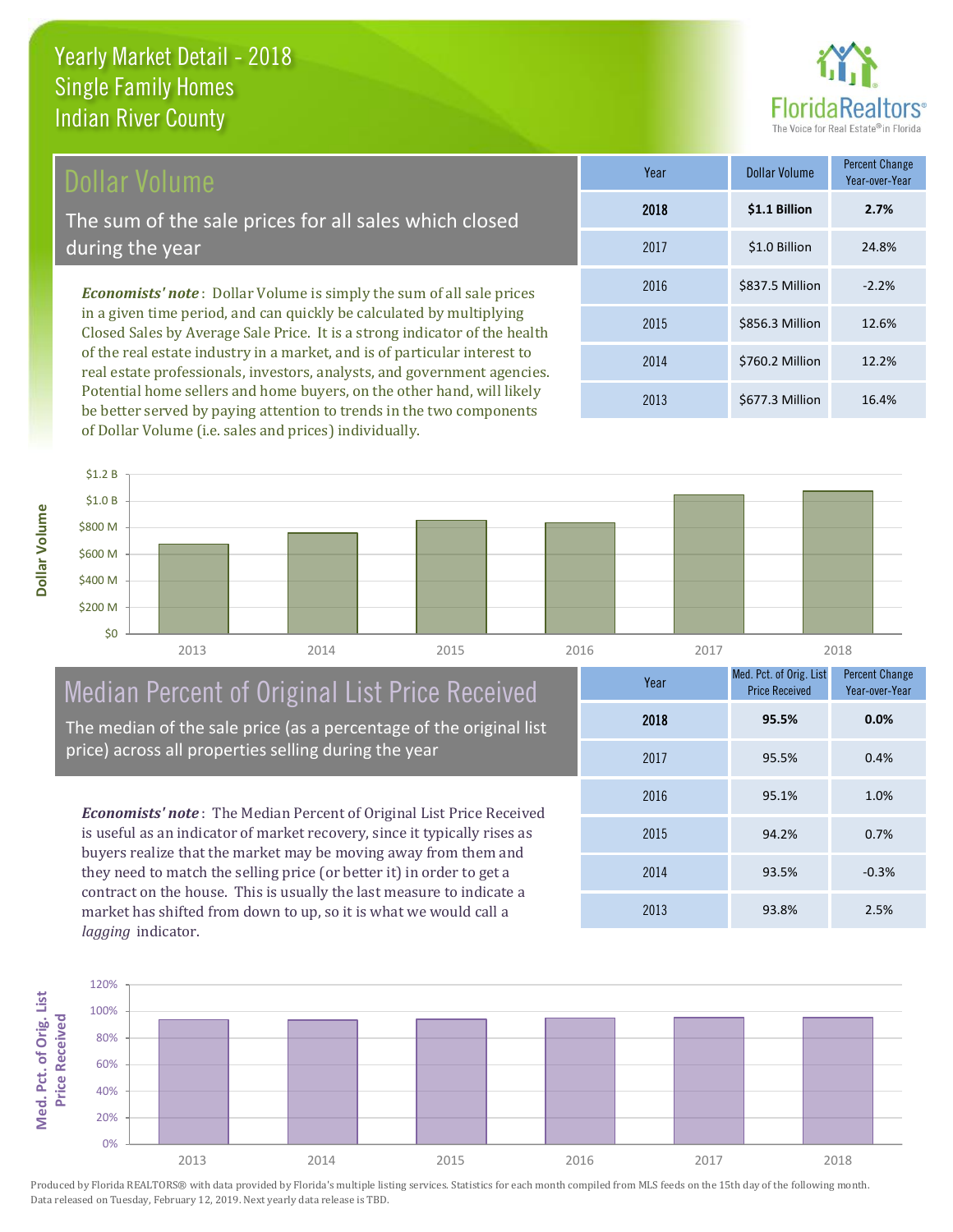# Yearly Market Detail - 2018
## Single Family Homes
## Indian River County

## Dollar Volume

The sum of the sale prices for all sales which closed during the year

*Economists' note*: Dollar Volume is simply the sum of all sale prices in a given time period, and can quickly be calculated by multiplying Closed Sales by Average Sale Price. It is a strong indicator of the health of the real estate industry in a market, and is of particular interest to real estate professionals, investors, analysts, and government agencies. Potential home sellers and home buyers, on the other hand, will likely be better served by paying attention to trends in the two components of Dollar Volume (i.e. sales and prices) individually.

| Year | Dollar Volume | Percent Change Year-over-Year |
|---|---|---|
| **2018** | **$1.1 Billion** | **2.7%** |
| 2017 | $1.0 Billion | 24.8% |
| 2016 | $837.5 Million | -2.2% |
| 2015 | $856.3 Million | 12.6% |
| 2014 | $760.2 Million | 12.2% |
| 2013 | $677.3 Million | 16.4% |

## Median Percent of Original List Price Received

The median of the sale price (as a percentage of the original list price) across all properties selling during the year

*Economists' note*: The Median Percent of Original List Price Received is useful as an indicator of market recovery, since it typically rises as buyers realize that the market may be moving away from them and they need to match the selling price (or better it) in order to get a contract on the house. This is usually the last measure to indicate a market has shifted from down to up, so it is what we would call a *lagging* indicator.

| Year | Med. Pct. of Orig. List Price Received | Percent Change Year-over-Year |
|---|---|---|
| **2018** | **95.5%** | **0.0%** |
| 2017 | 95.5% | 0.4% |
| 2016 | 95.1% | 1.0% |
| 2015 | 94.2% | 0.7% |
| 2014 | 93.5% | -0.3% |
| 2013 | 93.8% | 2.5% |

Produced by Florida REALTORS® with data provided by Florida's multiple listing services. Statistics for each month compiled from MLS feeds on the 15th day of the following month. Data released on Tuesday, February 12, 2019. Next yearly data release is TBD.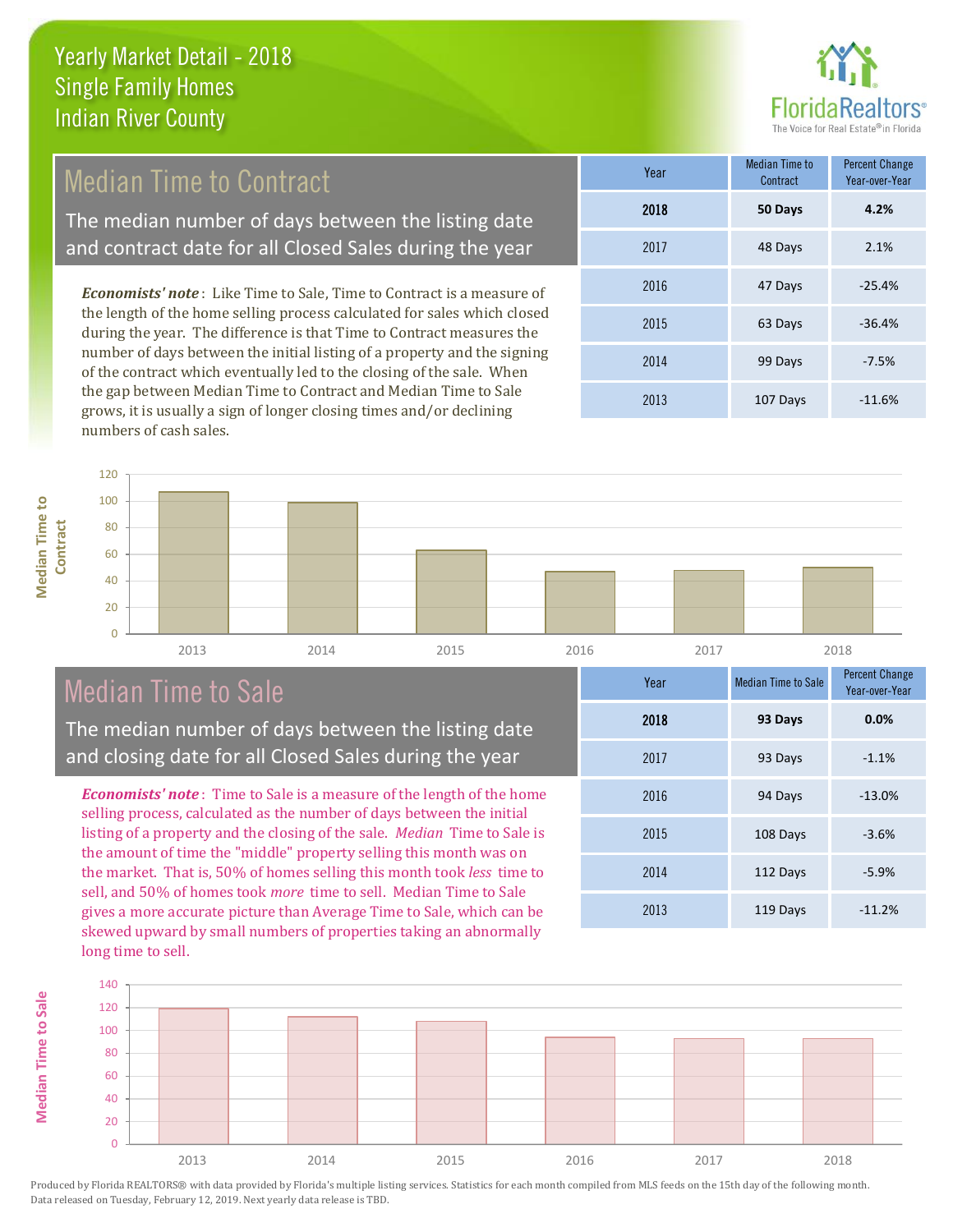# Yearly Market Detail - 2018
## Single Family Homes
## Indian River County

FloridaRealtors® The Voice for Real Estate® in Florida

## Median Time to Contract

The median number of days between the listing date and contract date for all Closed Sales during the year

*Economists' note*: Like Time to Sale, Time to Contract is a measure of the length of the home selling process calculated for sales which closed during the year. The difference is that Time to Contract measures the number of days between the initial listing of a property and the signing of the contract which eventually led to the closing of the sale. When the gap between Median Time to Contract and Median Time to Sale grows, it is usually a sign of longer closing times and/or declining numbers of cash sales.

| Year | Median Time to Contract | Percent Change Year-over-Year |
|---|---|---|
| **2018** | **50 Days** | **4.2%** |
| 2017 | 48 Days | 2.1% |
| 2016 | 47 Days | -25.4% |
| 2015 | 63 Days | -36.4% |
| 2014 | 99 Days | -7.5% |
| 2013 | 107 Days | -11.6% |

## Median Time to Sale

The median number of days between the listing date and closing date for all Closed Sales during the year

*Economists' note*: Time to Sale is a measure of the length of the home selling process, calculated as the number of days between the initial listing of a property and the closing of the sale. *Median* Time to Sale is the amount of time the "middle" property selling this month was on the market. That is, 50% of homes selling this month took *less* time to sell, and 50% of homes took *more* time to sell. Median Time to Sale gives a more accurate picture than Average Time to Sale, which can be skewed upward by small numbers of properties taking an abnormally long time to sell.

| Year | Median Time to Sale | Percent Change Year-over-Year |
|---|---|---|
| **2018** | **93 Days** | **0.0%** |
| 2017 | 93 Days | -1.1% |
| 2016 | 94 Days | -13.0% |
| 2015 | 108 Days | -3.6% |
| 2014 | 112 Days | -5.9% |
| 2013 | 119 Days | -11.2% |

Produced by Florida REALTORS® with data provided by Florida's multiple listing services. Statistics for each month compiled from MLS feeds on the 15th day of the following month. Data released on Tuesday, February 12, 2019. Next yearly data release is TBD.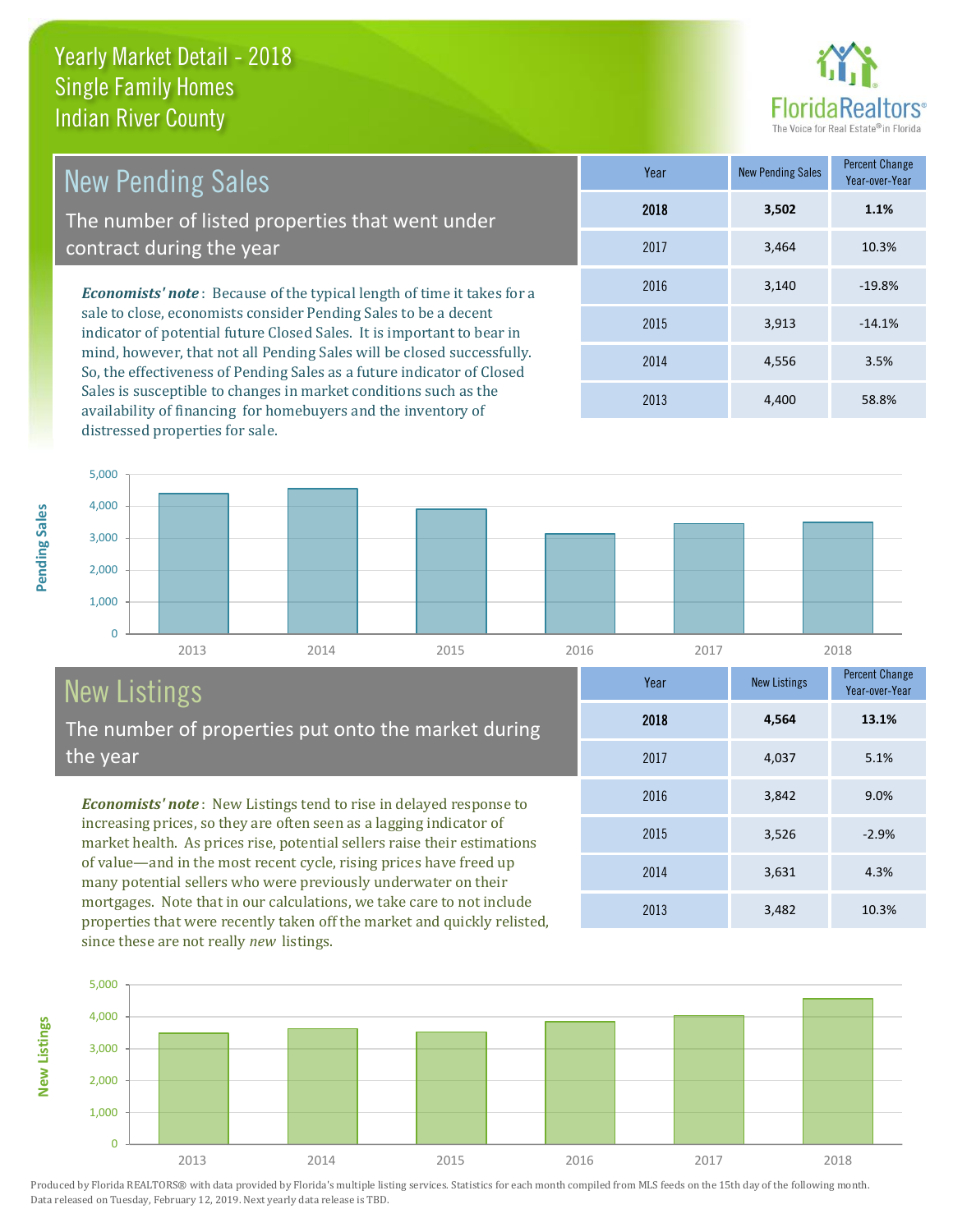# Yearly Market Detail - 2018
## Single Family Homes
## Indian River County

## New Pending Sales

The number of listed properties that went under contract during the year

***Economists' note***: Because of the typical length of time it takes for a sale to close, economists consider Pending Sales to be a decent indicator of potential future Closed Sales. It is important to bear in mind, however, that not all Pending Sales will be closed successfully. So, the effectiveness of Pending Sales as a future indicator of Closed Sales is susceptible to changes in market conditions such as the availability of financing for homebuyers and the inventory of distressed properties for sale.

| Year | New Pending Sales | Percent Change Year-over-Year |
|---|---|---|
| **2018** | **3,502** | **1.1%** |
| 2017 | 3,464 | 10.3% |
| 2016 | 3,140 | -19.8% |
| 2015 | 3,913 | -14.1% |
| 2014 | 4,556 | 3.5% |
| 2013 | 4,400 | 58.8% |

## New Listings

The number of properties put onto the market during the year

***Economists' note***: New Listings tend to rise in delayed response to increasing prices, so they are often seen as a lagging indicator of market health. As prices rise, potential sellers raise their estimations of value—and in the most recent cycle, rising prices have freed up many potential sellers who were previously underwater on their mortgages. Note that in our calculations, we take care to not include properties that were recently taken off the market and quickly relisted, since these are not really *new* listings.

| Year | New Listings | Percent Change Year-over-Year |
|---|---|---|
| **2018** | **4,564** | **13.1%** |
| 2017 | 4,037 | 5.1% |
| 2016 | 3,842 | 9.0% |
| 2015 | 3,526 | -2.9% |
| 2014 | 3,631 | 4.3% |
| 2013 | 3,482 | 10.3% |

Produced by Florida REALTORS® with data provided by Florida's multiple listing services. Statistics for each month compiled from MLS feeds on the 15th day of the following month. Data released on Tuesday, February 12, 2019. Next yearly data release is TBD.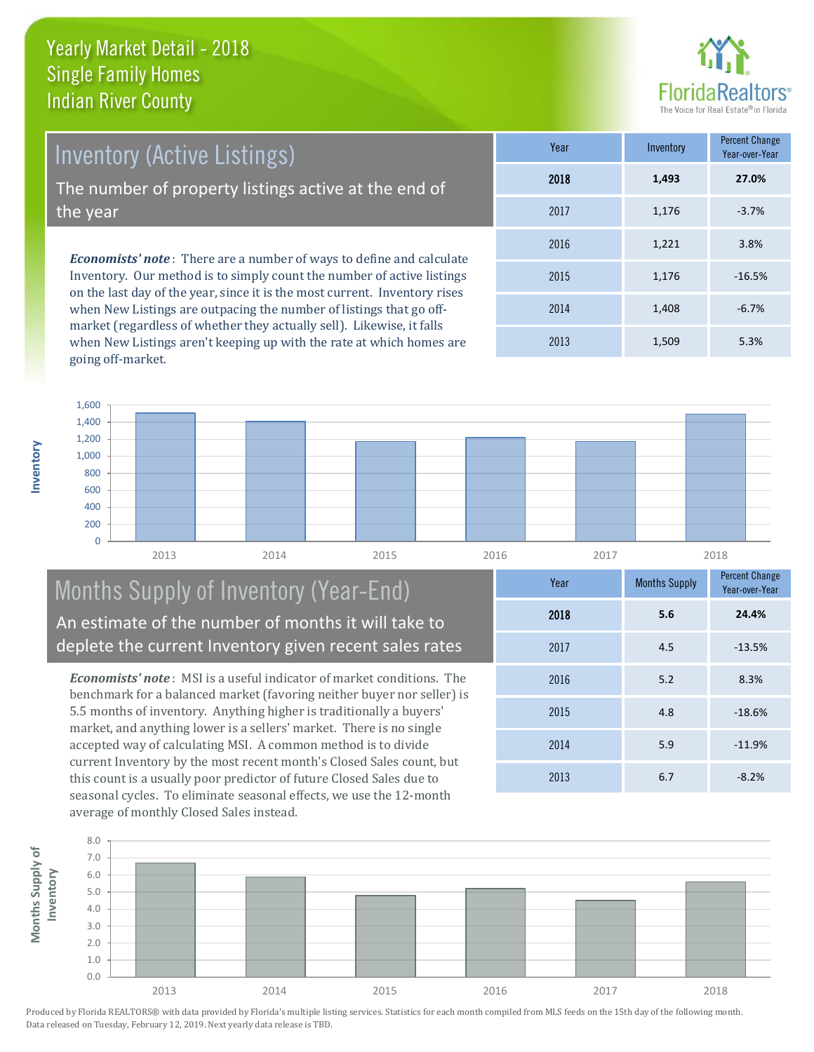# Yearly Market Detail - 2018
## Single Family Homes
## Indian River County

## Inventory (Active Listings)

The number of property listings active at the end of the year

***Economists' note***: There are a number of ways to define and calculate Inventory. Our method is to simply count the number of active listings on the last day of the year, since it is the most current. Inventory rises when New Listings are outpacing the number of listings that go off-market (regardless of whether they actually sell). Likewise, it falls when New Listings aren't keeping up with the rate at which homes are going off-market.

| Year | Inventory | Percent Change Year-over-Year |
|---|---|---|
| **2018** | **1,493** | **27.0%** |
| 2017 | 1,176 | -3.7% |
| 2016 | 1,221 | 3.8% |
| 2015 | 1,176 | -16.5% |
| 2014 | 1,408 | -6.7% |
| 2013 | 1,509 | 5.3% |

## Months Supply of Inventory (Year-End)

An estimate of the number of months it will take to deplete the current Inventory given recent sales rates

***Economists' note***: MSI is a useful indicator of market conditions. The benchmark for a balanced market (favoring neither buyer nor seller) is 5.5 months of inventory. Anything higher is traditionally a buyers' market, and anything lower is a sellers' market. There is no single accepted way of calculating MSI. A common method is to divide current Inventory by the most recent month's Closed Sales count, but this count is a usually poor predictor of future Closed Sales due to seasonal cycles. To eliminate seasonal effects, we use the 12-month average of monthly Closed Sales instead.

| Year | Months Supply | Percent Change Year-over-Year |
|---|---|---|
| **2018** | **5.6** | **24.4%** |
| 2017 | 4.5 | -13.5% |
| 2016 | 5.2 | 8.3% |
| 2015 | 4.8 | -18.6% |
| 2014 | 5.9 | -11.9% |
| 2013 | 6.7 | -8.2% |

Produced by Florida REALTORS® with data provided by Florida's multiple listing services. Statistics for each month compiled from MLS feeds on the 15th day of the following month. Data released on Tuesday, February 12, 2019. Next yearly data release is TBD.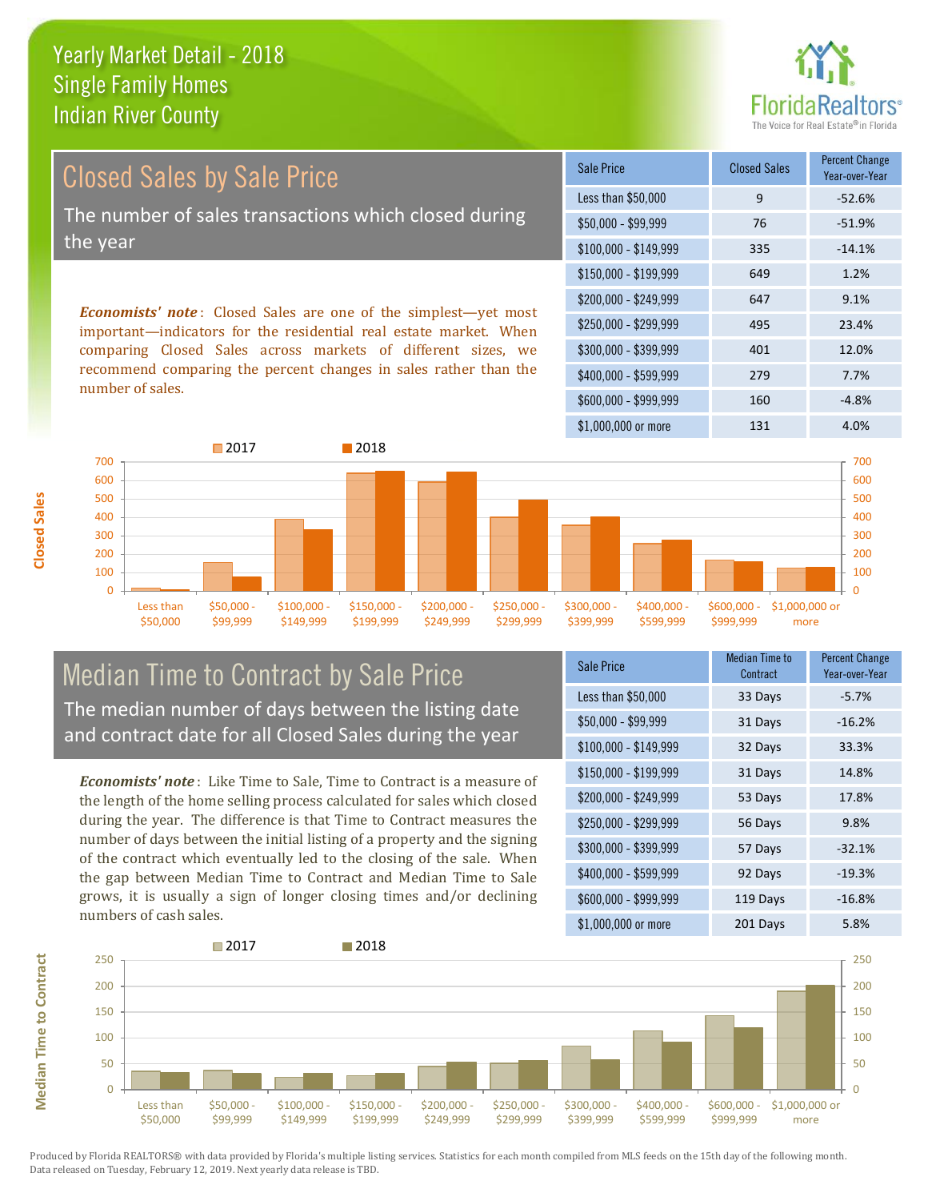# Yearly Market Detail - 2018
## Single Family Homes
## Indian River County

## Closed Sales by Sale Price

The number of sales transactions which closed during the year

***Economists' note***: Closed Sales are one of the simplest—yet most important—indicators for the residential real estate market. When comparing Closed Sales across markets of different sizes, we recommend comparing the percent changes in sales rather than the number of sales.

| Sale Price | Closed Sales | Percent Change Year-over-Year |
|---|---|---|
| Less than $50,000 | 9 | -52.6% |
| $50,000 - $99,999 | 76 | -51.9% |
| $100,000 - $149,999 | 335 | -14.1% |
| $150,000 - $199,999 | 649 | 1.2% |
| $200,000 - $249,999 | 647 | 9.1% |
| $250,000 - $299,999 | 495 | 23.4% |
| $300,000 - $399,999 | 401 | 12.0% |
| $400,000 - $599,999 | 279 | 7.7% |
| $600,000 - $999,999 | 160 | -4.8% |
| $1,000,000 or more | 131 | 4.0% |

## Median Time to Contract by Sale Price

The median number of days between the listing date and contract date for all Closed Sales during the year

***Economists' note***: Like Time to Sale, Time to Contract is a measure of the length of the home selling process calculated for sales which closed during the year. The difference is that Time to Contract measures the number of days between the initial listing of a property and the signing of the contract which eventually led to the closing of the sale. When the gap between Median Time to Contract and Median Time to Sale grows, it is usually a sign of longer closing times and/or declining numbers of cash sales.

| Sale Price | Median Time to Contract | Percent Change Year-over-Year |
|---|---|---|
| Less than $50,000 | 33 Days | -5.7% |
| $50,000 - $99,999 | 31 Days | -16.2% |
| $100,000 - $149,999 | 32 Days | 33.3% |
| $150,000 - $199,999 | 31 Days | 14.8% |
| $200,000 - $249,999 | 53 Days | 17.8% |
| $250,000 - $299,999 | 56 Days | 9.8% |
| $300,000 - $399,999 | 57 Days | -32.1% |
| $400,000 - $599,999 | 92 Days | -19.3% |
| $600,000 - $999,999 | 119 Days | -16.8% |
| $1,000,000 or more | 201 Days | 5.8% |

Produced by Florida REALTORS® with data provided by Florida's multiple listing services. Statistics for each month compiled from MLS feeds on the 15th day of the following month. Data released on Tuesday, February 12, 2019. Next yearly data release is TBD.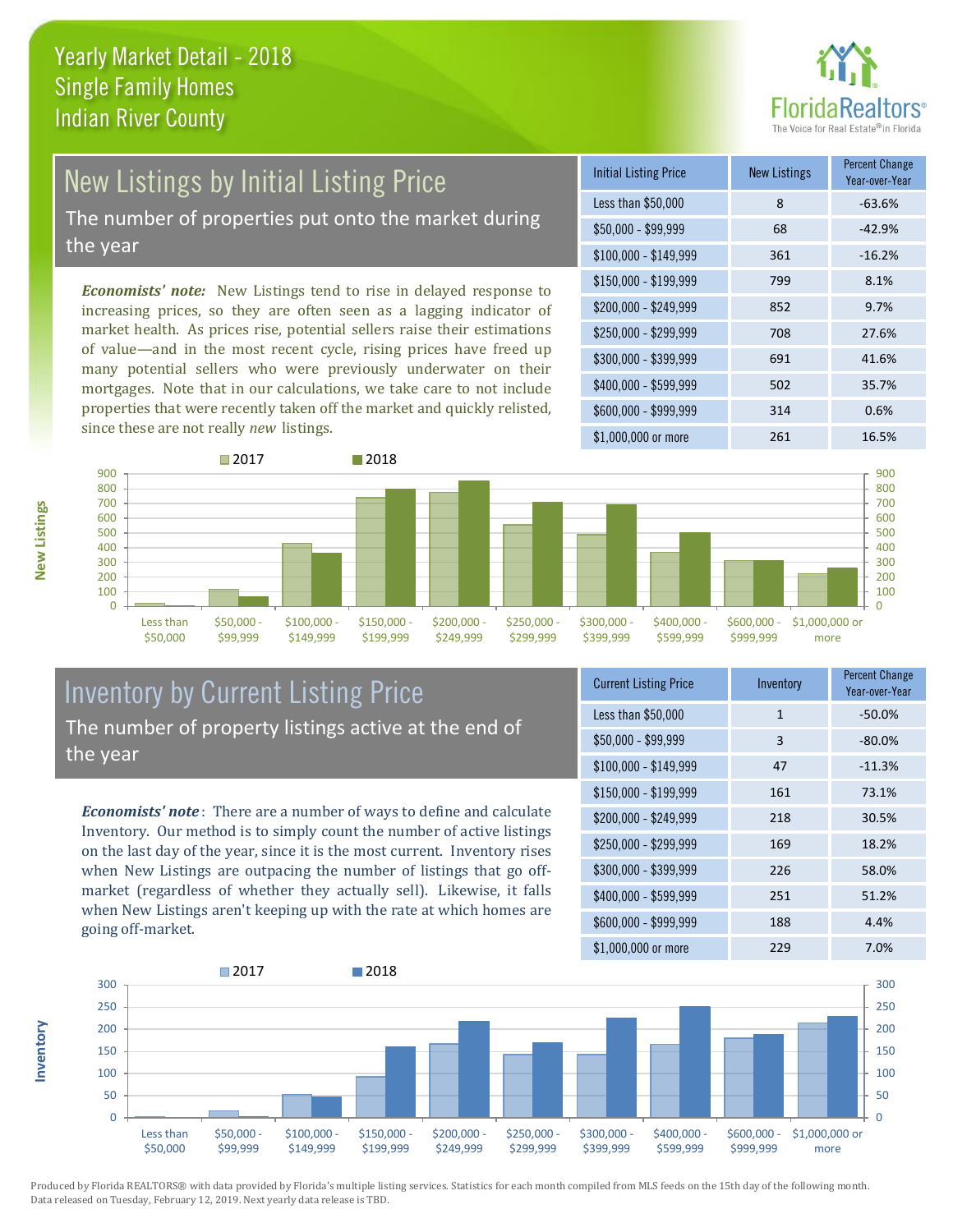Yearly Market Detail - 2018
Single Family Homes
Indian River County

## New Listings by Initial Listing Price

The number of properties put onto the market during the year

***Economists' note:*** New Listings tend to rise in delayed response to increasing prices, so they are often seen as a lagging indicator of market health. As prices rise, potential sellers raise their estimations of value—and in the most recent cycle, rising prices have freed up many potential sellers who were previously underwater on their mortgages. Note that in our calculations, we take care to not include properties that were recently taken off the market and quickly relisted, since these are not really *new* listings.

| Initial Listing Price | New Listings | Percent Change Year-over-Year |
|---|---|---|
| Less than $50,000 | 8 | -63.6% |
| $50,000 - $99,999 | 68 | -42.9% |
| $100,000 - $149,999 | 361 | -16.2% |
| $150,000 - $199,999 | 799 | 8.1% |
| $200,000 - $249,999 | 852 | 9.7% |
| $250,000 - $299,999 | 708 | 27.6% |
| $300,000 - $399,999 | 691 | 41.6% |
| $400,000 - $599,999 | 502 | 35.7% |
| $600,000 - $999,999 | 314 | 0.6% |
| $1,000,000 or more | 261 | 16.5% |

## Inventory by Current Listing Price

The number of property listings active at the end of the year

***Economists' note***: There are a number of ways to define and calculate Inventory. Our method is to simply count the number of active listings on the last day of the year, since it is the most current. Inventory rises when New Listings are outpacing the number of listings that go off-market (regardless of whether they actually sell). Likewise, it falls when New Listings aren't keeping up with the rate at which homes are going off-market.

| Current Listing Price | Inventory | Percent Change Year-over-Year |
|---|---|---|
| Less than $50,000 | 1 | -50.0% |
| $50,000 - $99,999 | 3 | -80.0% |
| $100,000 - $149,999 | 47 | -11.3% |
| $150,000 - $199,999 | 161 | 73.1% |
| $200,000 - $249,999 | 218 | 30.5% |
| $250,000 - $299,999 | 169 | 18.2% |
| $300,000 - $399,999 | 226 | 58.0% |
| $400,000 - $599,999 | 251 | 51.2% |
| $600,000 - $999,999 | 188 | 4.4% |
| $1,000,000 or more | 229 | 7.0% |

Produced by Florida REALTORS® with data provided by Florida's multiple listing services. Statistics for each month compiled from MLS feeds on the 15th day of the following month. Data released on Tuesday, February 12, 2019. Next yearly data release is TBD.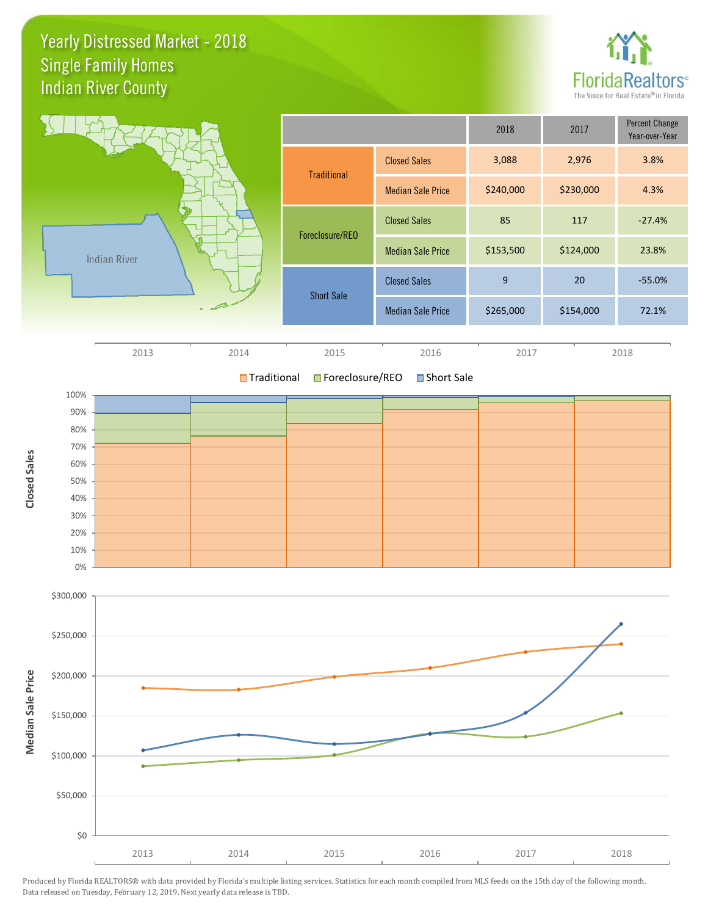# Yearly Distressed Market - 2018
## Single Family Homes
## Indian River County

FloridaRealtors®
The Voice for Real Estate® in Florida

Indian River

| | | 2018 | 2017 | Percent Change Year-over-Year |
|---|---|---|---|---|
| Traditional | Closed Sales | 3,088 | 2,976 | 3.8% |
| | Median Sale Price | $240,000 | $230,000 | 4.3% |
| Foreclosure/REO | Closed Sales | 85 | 117 | -27.4% |
| | Median Sale Price | $153,500 | $124,000 | 23.8% |
| Short Sale | Closed Sales | 9 | 20 | -55.0% |
| | Median Sale Price | $265,000 | $154,000 | 72.1% |

2013 2014 2015 2016 2017 2018

Traditional Foreclosure/REO Short Sale

Closed Sales

100% 90% 80% 70% 60% 50% 40% 30% 20% 10% 0%

Median Sale Price

$300,000 $250,000 $200,000 $150,000 $100,000 $50,000 $0

2013 2014 2015 2016 2017 2018

Produced by Florida REALTORS® with data provided by Florida's multiple listing services. Statistics for each month compiled from MLS feeds on the 15th day of the following month. Data released on Tuesday, February 12, 2019. Next yearly data release is TBD.